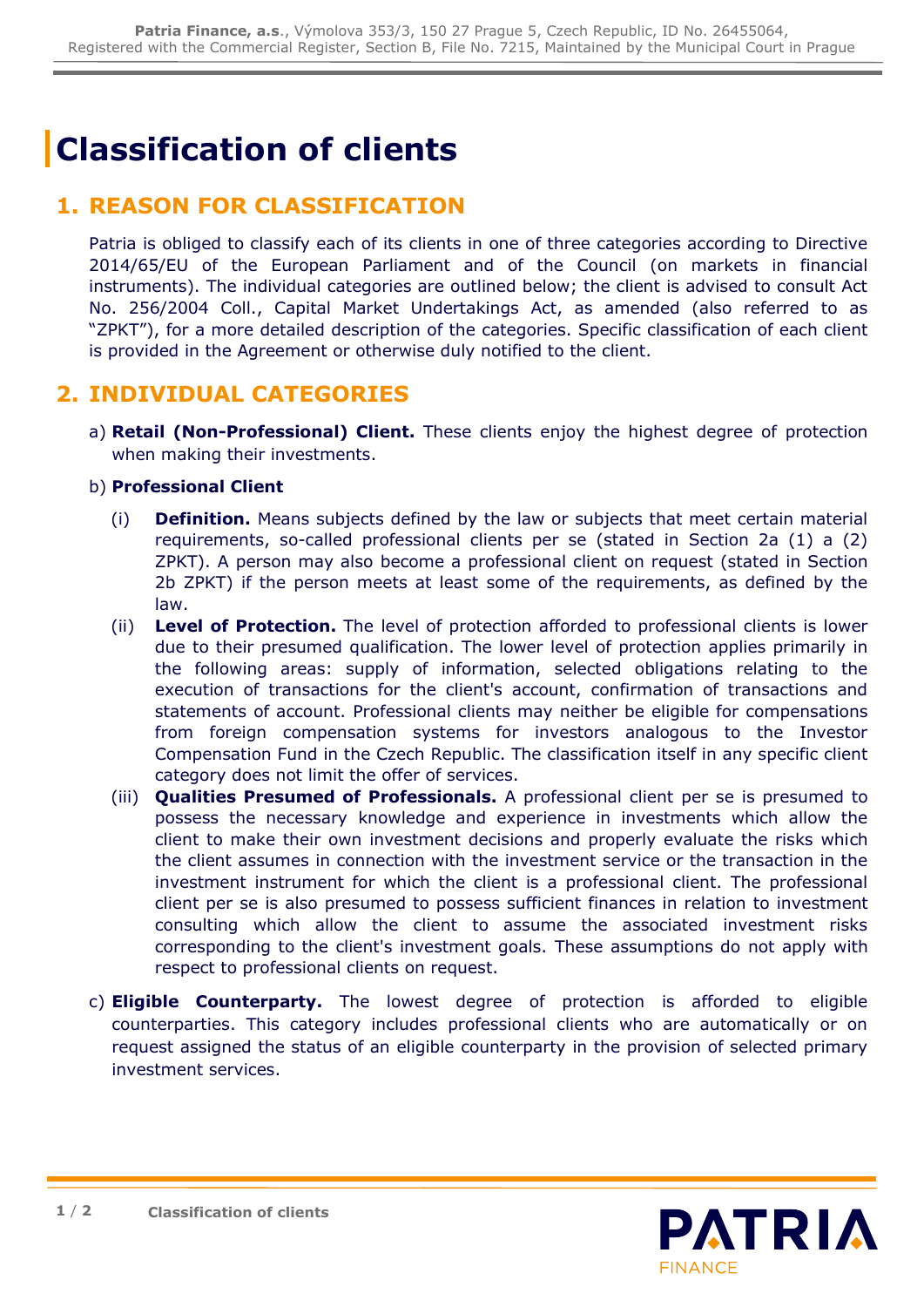# Classification of clients

## 1. REASON FOR CLASSIFICATION

Patria is obliged to classify each of its clients in one of three categories according to Directive 2014/65/EU of the European Parliament and of the Council (on markets in financial instruments). The individual categories are outlined below; the client is advised to consult Act No. 256/2004 Coll., Capital Market Undertakings Act, as amended (also referred to as "ZPKT"), for a more detailed description of the categories. Specific classification of each client is provided in the Agreement or otherwise duly notified to the client.

## 2. INDIVIDUAL CATEGORIES

a) **Retail (Non-Professional) Client.** These clients enjoy the highest degree of protection when making their investments.

b) **Professional Client**

(i) **Definition.** Means subjects defined by the law or subjects that meet certain material requirements, so-called professional clients per se (stated in Section 2a (1) a (2) ZPKT). A person may also become a professional client on request (stated in Section 2b ZPKT) if the person meets at least some of the requirements, as defined by the law.

(ii) **Level of Protection.** The level of protection afforded to professional clients is lower due to their presumed qualification. The lower level of protection applies primarily in the following areas: supply of information, selected obligations relating to the execution of transactions for the client's account, confirmation of transactions and statements of account. Professional clients may neither be eligible for compensations from foreign compensation systems for investors analogous to the Investor Compensation Fund in the Czech Republic. The classification itself in any specific client category does not limit the offer of services.

(iii) **Qualities Presumed of Professionals.** A professional client per se is presumed to possess the necessary knowledge and experience in investments which allow the client to make their own investment decisions and properly evaluate the risks which the client assumes in connection with the investment service or the transaction in the investment instrument for which the client is a professional client. The professional client per se is also presumed to possess sufficient finances in relation to investment consulting which allow the client to assume the associated investment risks corresponding to the client's investment goals. These assumptions do not apply with respect to professional clients on request.

c) **Eligible Counterparty.** The lowest degree of protection is afforded to eligible counterparties. This category includes professional clients who are automatically or on request assigned the status of an eligible counterparty in the provision of selected primary investment services.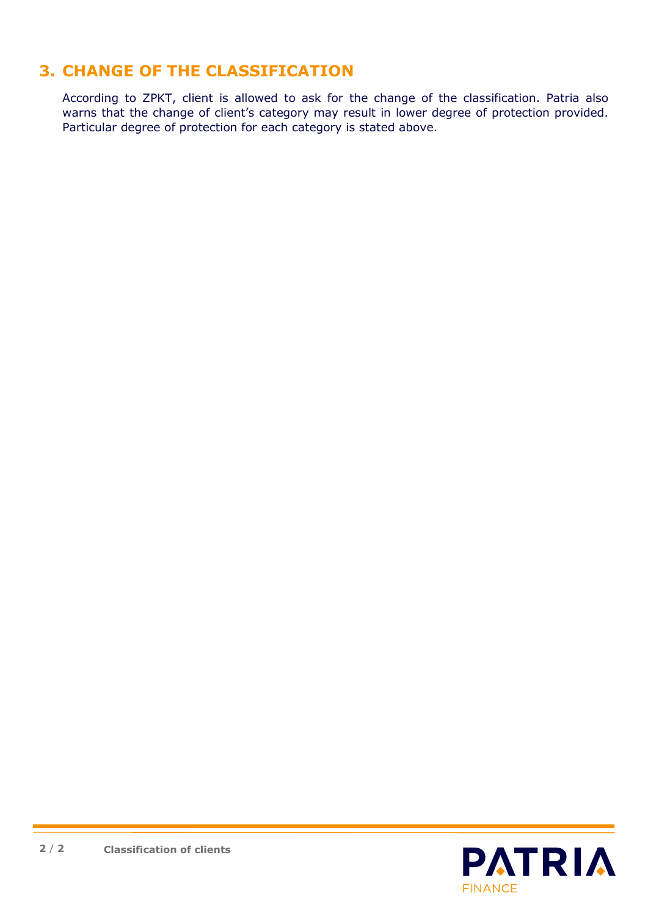## 3. CHANGE OF THE CLASSIFICATION

According to ZPKT, client is allowed to ask for the change of the classification. Patria also warns that the change of client's category may result in lower degree of protection provided. Particular degree of protection for each category is stated above.